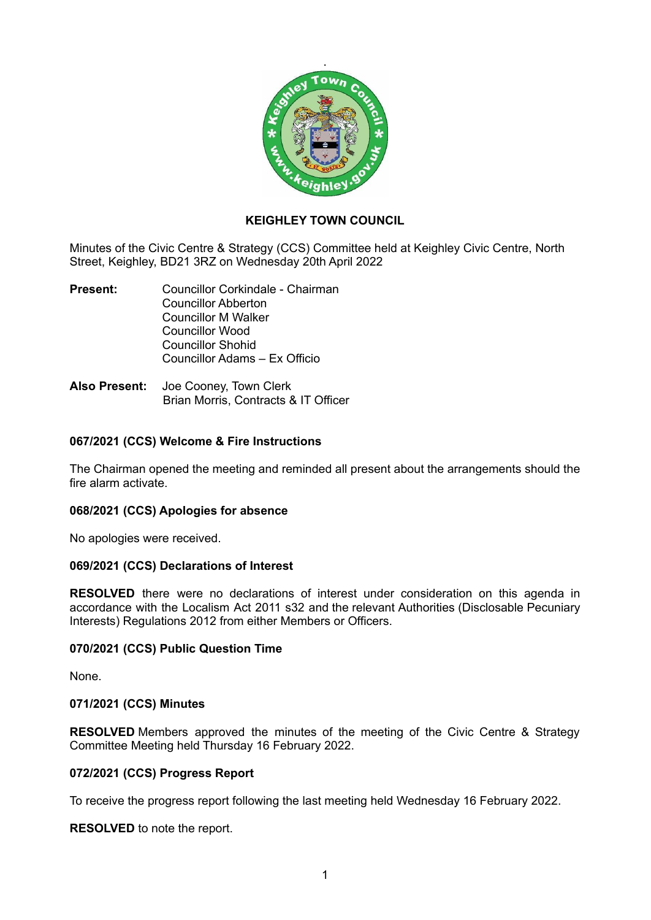# KEIGHLEY TOWN COUNCIL

Minutes of the Civic Centre & Strategy (CCS) Committee held at Keighley Civic Centre, North Street, Keighley, BD21 3RZ on Wednesday 20th April 2022

**Present:** Councillor Corkindale - Chairman
Councillor Abberton
Councillor M Walker
Councillor Wood
Councillor Shohid
Councillor Adams – Ex Officio

**Also Present:** Joe Cooney, Town Clerk
Brian Morris, Contracts & IT Officer

### 067/2021 (CCS) Welcome & Fire Instructions

The Chairman opened the meeting and reminded all present about the arrangements should the fire alarm activate.

### 068/2021 (CCS) Apologies for absence

No apologies were received.

### 069/2021 (CCS) Declarations of Interest

**RESOLVED** there were no declarations of interest under consideration on this agenda in accordance with the Localism Act 2011 s32 and the relevant Authorities (Disclosable Pecuniary Interests) Regulations 2012 from either Members or Officers.

### 070/2021 (CCS) Public Question Time

None.

### 071/2021 (CCS) Minutes

**RESOLVED** Members approved the minutes of the meeting of the Civic Centre & Strategy Committee Meeting held Thursday 16 February 2022.

### 072/2021 (CCS) Progress Report

To receive the progress report following the last meeting held Wednesday 16 February 2022.

**RESOLVED** to note the report.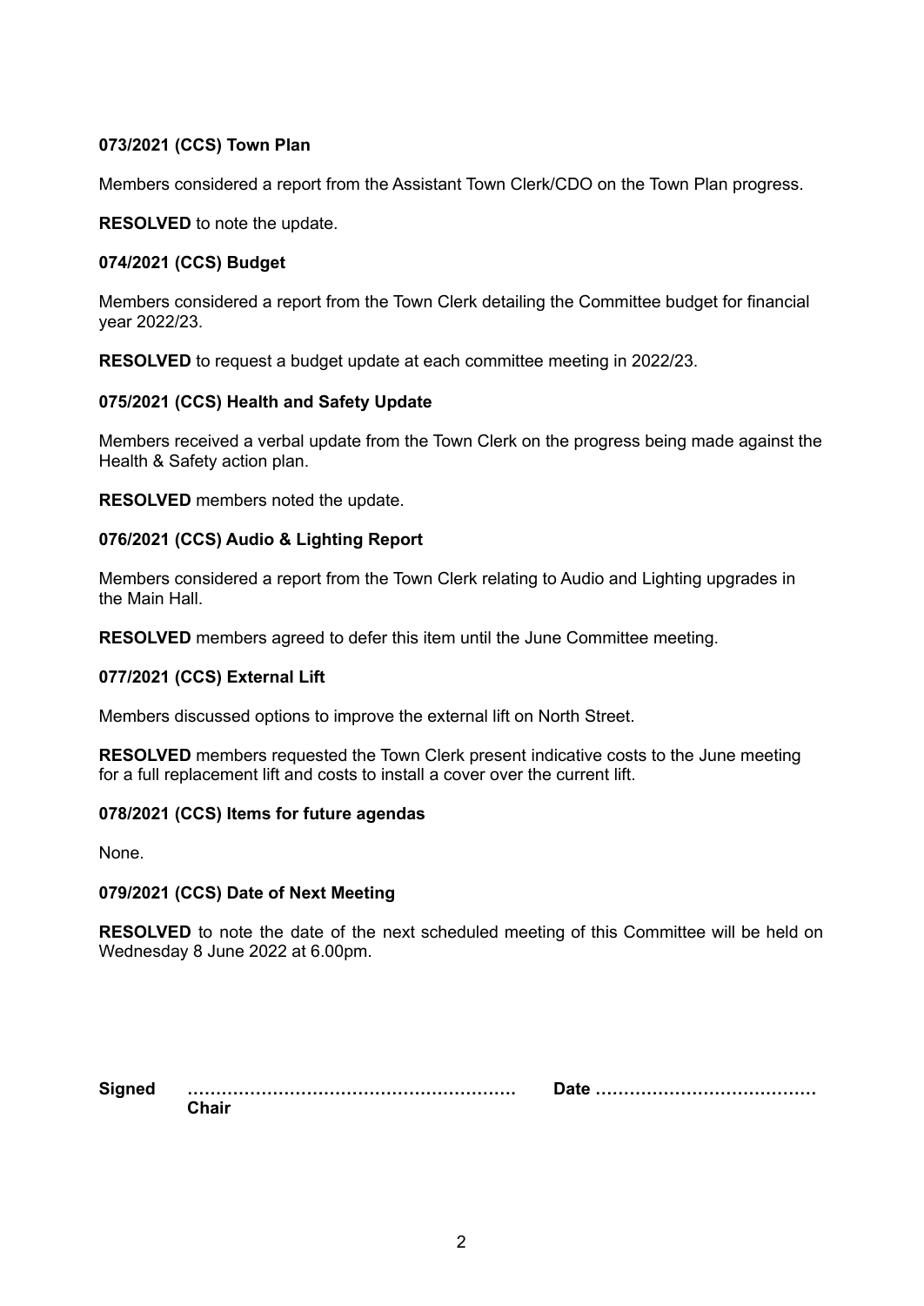**073/2021 (CCS) Town Plan**

Members considered a report from the Assistant Town Clerk/CDO on the Town Plan progress.

**RESOLVED** to note the update.

**074/2021 (CCS) Budget**

Members considered a report from the Town Clerk detailing the Committee budget for financial year 2022/23.

**RESOLVED** to request a budget update at each committee meeting in 2022/23.

**075/2021 (CCS) Health and Safety Update**

Members received a verbal update from the Town Clerk on the progress being made against the Health & Safety action plan.

**RESOLVED** members noted the update.

**076/2021 (CCS) Audio & Lighting Report**

Members considered a report from the Town Clerk relating to Audio and Lighting upgrades in the Main Hall.

**RESOLVED** members agreed to defer this item until the June Committee meeting.

**077/2021 (CCS) External Lift**

Members discussed options to improve the external lift on North Street.

**RESOLVED** members requested the Town Clerk present indicative costs to the June meeting for a full replacement lift and costs to install a cover over the current lift.

**078/2021 (CCS) Items for future agendas**

None.

**079/2021 (CCS) Date of Next Meeting**

**RESOLVED** to note the date of the next scheduled meeting of this Committee will be held on Wednesday 8 June 2022 at 6.00pm.

**Signed** ………………………………………………… **Date** …………………………………
**Chair**